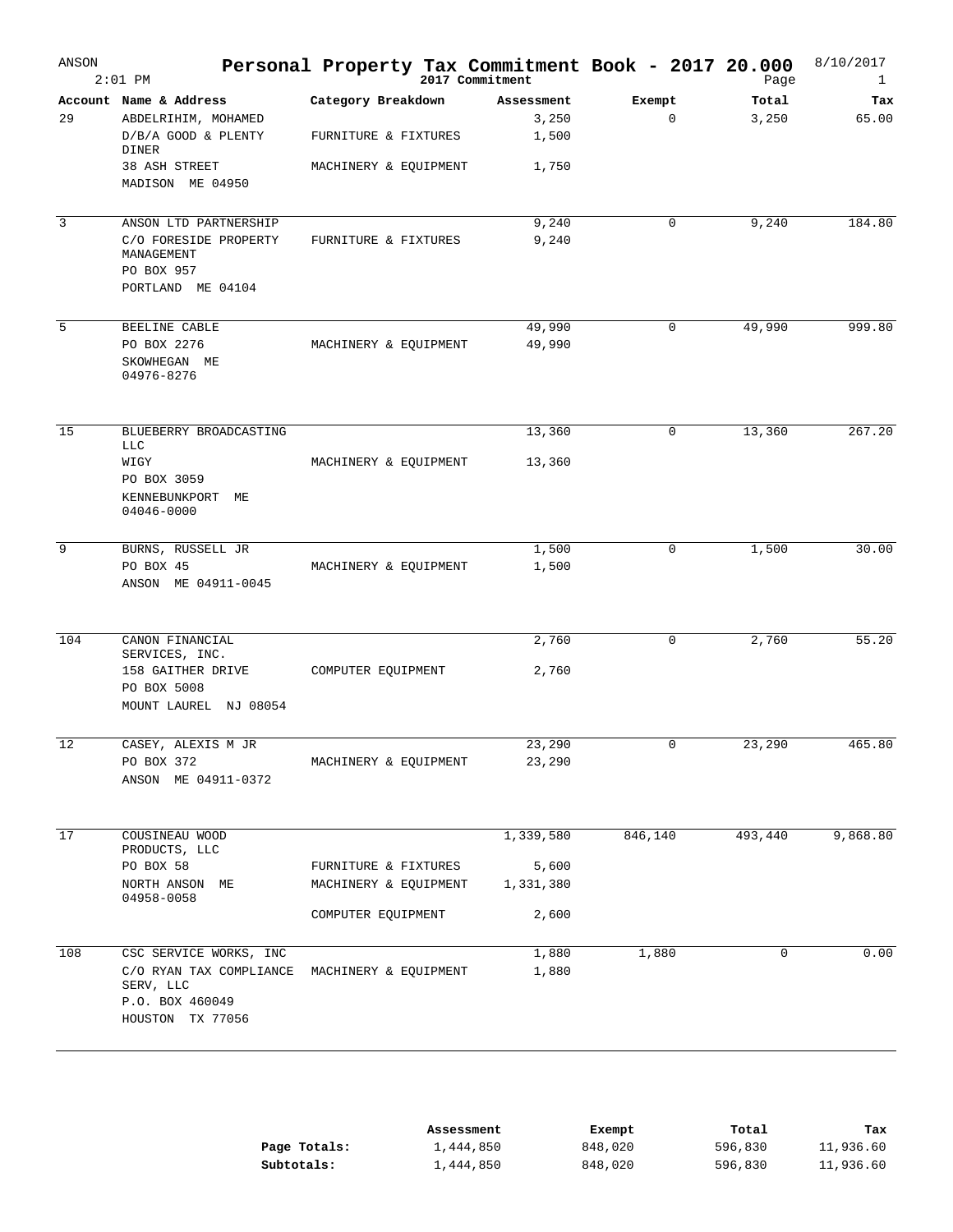# Personal Property Tax Commitment Book - 2017 20.000

ANSON 2:01 PM — 2017 Commitment — 8/10/2017

| Account | Name & Address | Category Breakdown | Assessment | Exempt | Total | Tax |
|---|---|---|---|---|---|---|
| 29 | ABDELRIHIM, MOHAMED | | 3,250 | 0 | 3,250 | 65.00 |
| | D/B/A GOOD & PLENTY DINER | FURNITURE & FIXTURES | 1,500 | | | |
| | 38 ASH STREET | MACHINERY & EQUIPMENT | 1,750 | | | |
| | MADISON ME 04950 | | | | | |
| 3 | ANSON LTD PARTNERSHIP | | 9,240 | 0 | 9,240 | 184.80 |
| | C/O FORESIDE PROPERTY MANAGEMENT | FURNITURE & FIXTURES | 9,240 | | | |
| | PO BOX 957 | | | | | |
| | PORTLAND ME 04104 | | | | | |
| 5 | BEELINE CABLE | | 49,990 | 0 | 49,990 | 999.80 |
| | PO BOX 2276 | MACHINERY & EQUIPMENT | 49,990 | | | |
| | SKOWHEGAN ME 04976-8276 | | | | | |
| 15 | BLUEBERRY BROADCASTING LLC | | 13,360 | 0 | 13,360 | 267.20 |
| | WIGY | MACHINERY & EQUIPMENT | 13,360 | | | |
| | PO BOX 3059 | | | | | |
| | KENNEBUNKPORT ME 04046-0000 | | | | | |
| 9 | BURNS, RUSSELL JR | | 1,500 | 0 | 1,500 | 30.00 |
| | PO BOX 45 | MACHINERY & EQUIPMENT | 1,500 | | | |
| | ANSON ME 04911-0045 | | | | | |
| 104 | CANON FINANCIAL SERVICES, INC. | | 2,760 | 0 | 2,760 | 55.20 |
| | 158 GAITHER DRIVE | COMPUTER EQUIPMENT | 2,760 | | | |
| | PO BOX 5008 | | | | | |
| | MOUNT LAUREL NJ 08054 | | | | | |
| 12 | CASEY, ALEXIS M JR | | 23,290 | 0 | 23,290 | 465.80 |
| | PO BOX 372 | MACHINERY & EQUIPMENT | 23,290 | | | |
| | ANSON ME 04911-0372 | | | | | |
| 17 | COUSINEAU WOOD PRODUCTS, LLC | | 1,339,580 | 846,140 | 493,440 | 9,868.80 |
| | PO BOX 58 | FURNITURE & FIXTURES | 5,600 | | | |
| | NORTH ANSON ME 04958-0058 | MACHINERY & EQUIPMENT | 1,331,380 | | | |
| | | COMPUTER EQUIPMENT | 2,600 | | | |
| 108 | CSC SERVICE WORKS, INC | | 1,880 | 1,880 | 0 | 0.00 |
| | C/O RYAN TAX COMPLIANCE SERV, LLC | MACHINERY & EQUIPMENT | 1,880 | | | |
| | P.O. BOX 460049 | | | | | |
| | HOUSTON TX 77056 | | | | | |

| | Assessment | Exempt | Total | Tax |
|---|---|---|---|---|
| **Page Totals:** | 1,444,850 | 848,020 | 596,830 | 11,936.60 |
| **Subtotals:** | 1,444,850 | 848,020 | 596,830 | 11,936.60 |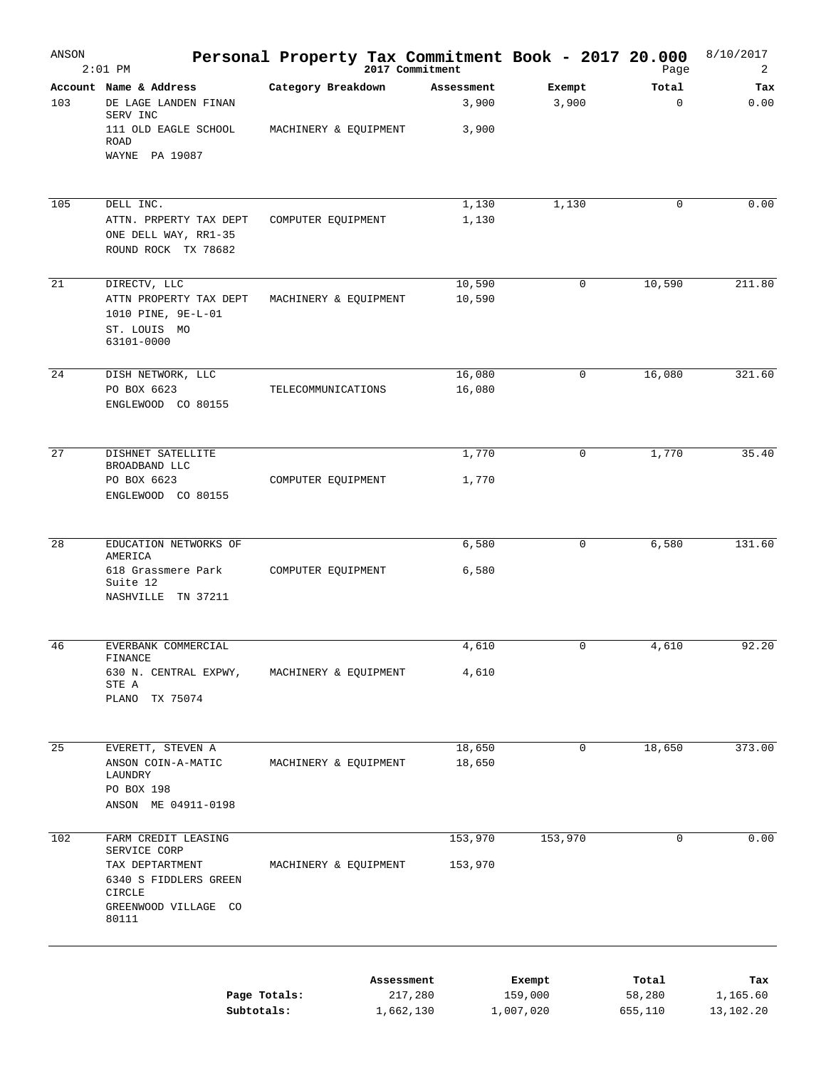ANSON 2:01 PM

# Personal Property Tax Commitment Book - 2017 20.000

2017 Commitment

8/10/2017

| Account | Name & Address | Category Breakdown | Assessment | Exempt | Total | Tax |
|---|---|---|---|---|---|---|
| 103 | DE LAGE LANDEN FINAN SERV INC | | 3,900 | 3,900 | 0 | 0.00 |
| | 111 OLD EAGLE SCHOOL ROAD | MACHINERY & EQUIPMENT | 3,900 | | | |
| | WAYNE PA 19087 | | | | | |
| 105 | DELL INC. | | 1,130 | 1,130 | 0 | 0.00 |
| | ATTN. PRPERTY TAX DEPT | COMPUTER EQUIPMENT | 1,130 | | | |
| | ONE DELL WAY, RR1-35 | | | | | |
| | ROUND ROCK TX 78682 | | | | | |
| 21 | DIRECTV, LLC | | 10,590 | 0 | 10,590 | 211.80 |
| | ATTN PROPERTY TAX DEPT | MACHINERY & EQUIPMENT | 10,590 | | | |
| | 1010 PINE, 9E-L-01 | | | | | |
| | ST. LOUIS MO 63101-0000 | | | | | |
| 24 | DISH NETWORK, LLC | | 16,080 | 0 | 16,080 | 321.60 |
| | PO BOX 6623 | TELECOMMUNICATIONS | 16,080 | | | |
| | ENGLEWOOD CO 80155 | | | | | |
| 27 | DISHNET SATELLITE BROADBAND LLC | | 1,770 | 0 | 1,770 | 35.40 |
| | PO BOX 6623 | COMPUTER EQUIPMENT | 1,770 | | | |
| | ENGLEWOOD CO 80155 | | | | | |
| 28 | EDUCATION NETWORKS OF AMERICA | | 6,580 | 0 | 6,580 | 131.60 |
| | 618 Grassmere Park Suite 12 | COMPUTER EQUIPMENT | 6,580 | | | |
| | NASHVILLE TN 37211 | | | | | |
| 46 | EVERBANK COMMERCIAL FINANCE | | 4,610 | 0 | 4,610 | 92.20 |
| | 630 N. CENTRAL EXPWY, STE A | MACHINERY & EQUIPMENT | 4,610 | | | |
| | PLANO TX 75074 | | | | | |
| 25 | EVERETT, STEVEN A | | 18,650 | 0 | 18,650 | 373.00 |
| | ANSON COIN-A-MATIC LAUNDRY | MACHINERY & EQUIPMENT | 18,650 | | | |
| | PO BOX 198 | | | | | |
| | ANSON ME 04911-0198 | | | | | |
| 102 | FARM CREDIT LEASING SERVICE CORP | | 153,970 | 153,970 | 0 | 0.00 |
| | TAX DEPTARTMENT | MACHINERY & EQUIPMENT | 153,970 | | | |
| | 6340 S FIDDLERS GREEN CIRCLE | | | | | |
| | GREENWOOD VILLAGE CO 80111 | | | | | |

| | Assessment | Exempt | Total | Tax |
|---|---|---|---|---|
| Page Totals: | 217,280 | 159,000 | 58,280 | 1,165.60 |
| Subtotals: | 1,662,130 | 1,007,020 | 655,110 | 13,102.20 |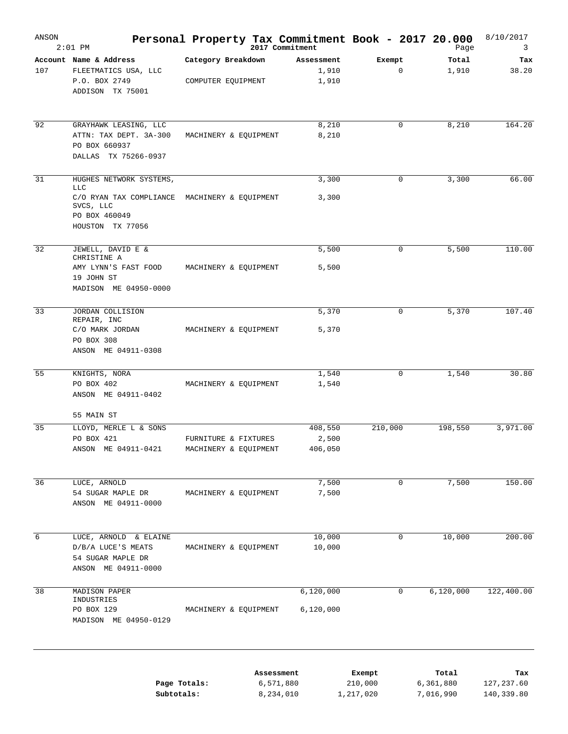# Personal Property Tax Commitment Book - 2017 20.000

ANSON 2:01 PM — 2017 Commitment — 8/10/2017

| Account | Name & Address | Category Breakdown | Assessment | Exempt | Total | Tax |
|---|---|---|---|---|---|---|
| 107 | FLEETMATICS USA, LLC<br>P.O. BOX 2749<br>ADDISON TX 75001 | COMPUTER EQUIPMENT | 1,910<br>1,910 | 0 | 1,910 | 38.20 |
| 92 | GRAYHAWK LEASING, LLC<br>ATTN: TAX DEPT. 3A-300<br>PO BOX 660937<br>DALLAS TX 75266-0937 | MACHINERY & EQUIPMENT | 8,210<br>8,210 | 0 | 8,210 | 164.20 |
| 31 | HUGHES NETWORK SYSTEMS, LLC<br>C/O RYAN TAX COMPLIANCE SVCS, LLC<br>PO BOX 460049<br>HOUSTON TX 77056 | MACHINERY & EQUIPMENT | 3,300<br>3,300 | 0 | 3,300 | 66.00 |
| 32 | JEWELL, DAVID E & CHRISTINE A<br>AMY LYNN'S FAST FOOD<br>19 JOHN ST<br>MADISON ME 04950-0000 | MACHINERY & EQUIPMENT | 5,500<br>5,500 | 0 | 5,500 | 110.00 |
| 33 | JORDAN COLLISION REPAIR, INC<br>C/O MARK JORDAN<br>PO BOX 308<br>ANSON ME 04911-0308 | MACHINERY & EQUIPMENT | 5,370<br>5,370 | 0 | 5,370 | 107.40 |
| 55 | KNIGHTS, NORA<br>PO BOX 402<br>ANSON ME 04911-0402<br>55 MAIN ST | MACHINERY & EQUIPMENT | 1,540<br>1,540 | 0 | 1,540 | 30.80 |
| 35 | LLOYD, MERLE L & SONS<br>PO BOX 421<br>ANSON ME 04911-0421 | FURNITURE & FIXTURES<br>MACHINERY & EQUIPMENT | 408,550<br>2,500<br>406,050 | 210,000 | 198,550 | 3,971.00 |
| 36 | LUCE, ARNOLD<br>54 SUGAR MAPLE DR<br>ANSON ME 04911-0000 | MACHINERY & EQUIPMENT | 7,500<br>7,500 | 0 | 7,500 | 150.00 |
| 6 | LUCE, ARNOLD & ELAINE<br>D/B/A LUCE'S MEATS<br>54 SUGAR MAPLE DR<br>ANSON ME 04911-0000 | MACHINERY & EQUIPMENT | 10,000<br>10,000 | 0 | 10,000 | 200.00 |
| 38 | MADISON PAPER INDUSTRIES<br>PO BOX 129<br>MADISON ME 04950-0129 | MACHINERY & EQUIPMENT | 6,120,000<br>6,120,000 | 0 | 6,120,000 | 122,400.00 |

| | Assessment | Exempt | Total | Tax |
|---|---|---|---|---|
| Page Totals: | 6,571,880 | 210,000 | 6,361,880 | 127,237.60 |
| Subtotals: | 8,234,010 | 1,217,020 | 7,016,990 | 140,339.80 |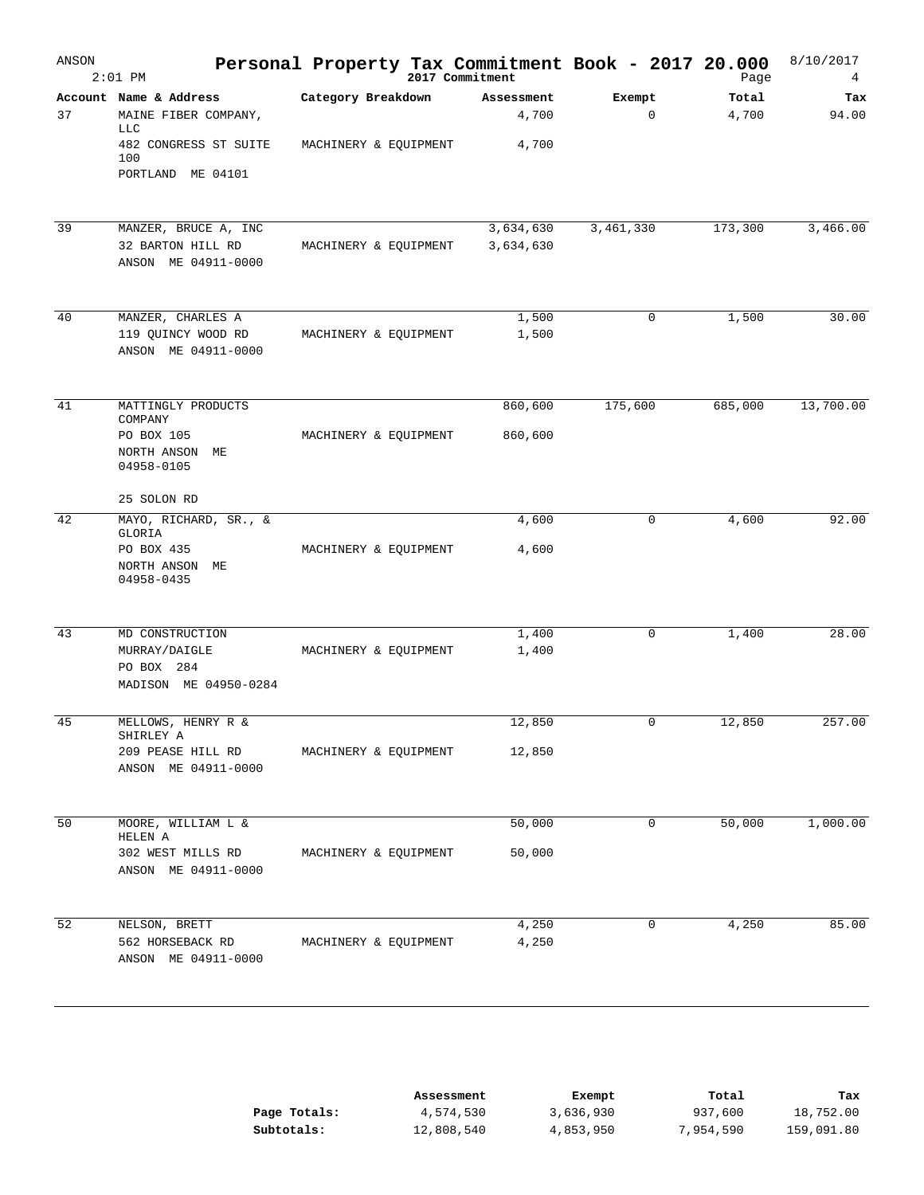# Personal Property Tax Commitment Book - 2017 20.000

ANSON

2017 Commitment

| Account | Name & Address | Category Breakdown | Assessment | Exempt | Total | Tax |
|---|---|---|---|---|---|---|
| 37 | MAINE FIBER COMPANY, LLC | | 4,700 | 0 | 4,700 | 94.00 |
| | 482 CONGRESS ST SUITE 100 | MACHINERY & EQUIPMENT | 4,700 | | | |
| | PORTLAND ME 04101 | | | | | |
| 39 | MANZER, BRUCE A, INC | | 3,634,630 | 3,461,330 | 173,300 | 3,466.00 |
| | 32 BARTON HILL RD | MACHINERY & EQUIPMENT | 3,634,630 | | | |
| | ANSON ME 04911-0000 | | | | | |
| 40 | MANZER, CHARLES A | | 1,500 | 0 | 1,500 | 30.00 |
| | 119 QUINCY WOOD RD | MACHINERY & EQUIPMENT | 1,500 | | | |
| | ANSON ME 04911-0000 | | | | | |
| 41 | MATTINGLY PRODUCTS COMPANY | | 860,600 | 175,600 | 685,000 | 13,700.00 |
| | PO BOX 105 | MACHINERY & EQUIPMENT | 860,600 | | | |
| | NORTH ANSON ME 04958-0105 | | | | | |
| | 25 SOLON RD | | | | | |
| 42 | MAYO, RICHARD, SR., & GLORIA | | 4,600 | 0 | 4,600 | 92.00 |
| | PO BOX 435 | MACHINERY & EQUIPMENT | 4,600 | | | |
| | NORTH ANSON ME 04958-0435 | | | | | |
| 43 | MD CONSTRUCTION | | 1,400 | 0 | 1,400 | 28.00 |
| | MURRAY/DAIGLE | MACHINERY & EQUIPMENT | 1,400 | | | |
| | PO BOX 284 | | | | | |
| | MADISON ME 04950-0284 | | | | | |
| 45 | MELLOWS, HENRY R & SHIRLEY A | | 12,850 | 0 | 12,850 | 257.00 |
| | 209 PEASE HILL RD | MACHINERY & EQUIPMENT | 12,850 | | | |
| | ANSON ME 04911-0000 | | | | | |
| 50 | MOORE, WILLIAM L & HELEN A | | 50,000 | 0 | 50,000 | 1,000.00 |
| | 302 WEST MILLS RD | MACHINERY & EQUIPMENT | 50,000 | | | |
| | ANSON ME 04911-0000 | | | | | |
| 52 | NELSON, BRETT | | 4,250 | 0 | 4,250 | 85.00 |
| | 562 HORSEBACK RD | MACHINERY & EQUIPMENT | 4,250 | | | |
| | ANSON ME 04911-0000 | | | | | |

| | Assessment | Exempt | Total | Tax |
|---|---|---|---|---|
| **Page Totals:** | 4,574,530 | 3,636,930 | 937,600 | 18,752.00 |
| **Subtotals:** | 12,808,540 | 4,853,950 | 7,954,590 | 159,091.80 |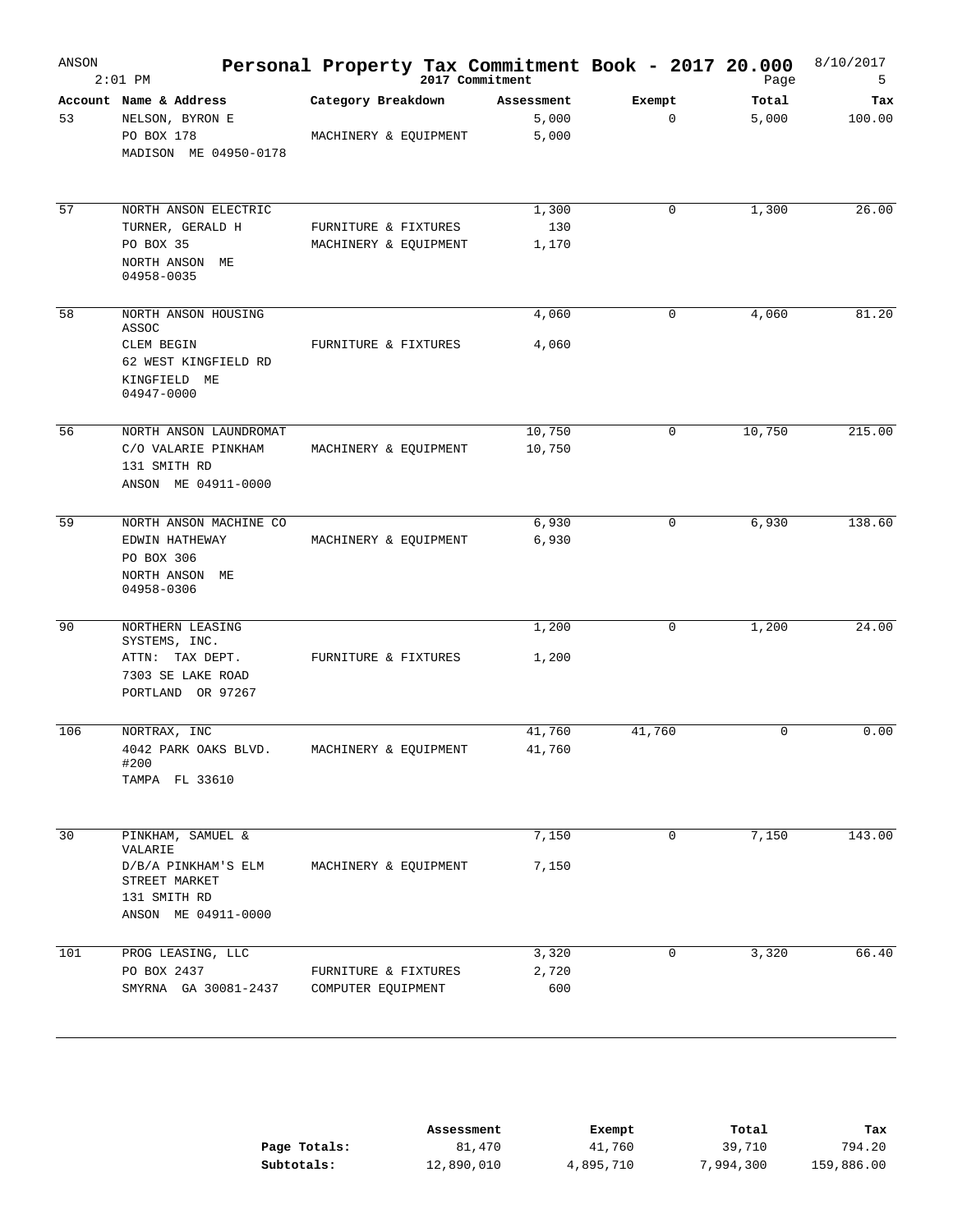# Personal Property Tax Commitment Book - 2017 20.000

ANSON 2:01 PM — 2017 Commitment — 8/10/2017

| Account | Name & Address | Category Breakdown | Assessment | Exempt | Total | Tax |
|---|---|---|---|---|---|---|
| 53 | NELSON, BYRON E<br>PO BOX 178<br>MADISON ME 04950-0178 | <br>MACHINERY & EQUIPMENT | 5,000<br>5,000 | 0 | 5,000 | 100.00 |
| 57 | NORTH ANSON ELECTRIC<br>TURNER, GERALD H<br>PO BOX 35<br>NORTH ANSON ME 04958-0035 | <br>FURNITURE & FIXTURES<br>MACHINERY & EQUIPMENT | 1,300<br>130<br>1,170 | 0 | 1,300 | 26.00 |
| 58 | NORTH ANSON HOUSING ASSOC<br>CLEM BEGIN<br>62 WEST KINGFIELD RD<br>KINGFIELD ME 04947-0000 | <br>FURNITURE & FIXTURES | 4,060<br>4,060 | 0 | 4,060 | 81.20 |
| 56 | NORTH ANSON LAUNDROMAT<br>C/O VALARIE PINKHAM<br>131 SMITH RD<br>ANSON ME 04911-0000 | <br>MACHINERY & EQUIPMENT | 10,750<br>10,750 | 0 | 10,750 | 215.00 |
| 59 | NORTH ANSON MACHINE CO<br>EDWIN HATHEWAY<br>PO BOX 306<br>NORTH ANSON ME 04958-0306 | <br>MACHINERY & EQUIPMENT | 6,930<br>6,930 | 0 | 6,930 | 138.60 |
| 90 | NORTHERN LEASING SYSTEMS, INC.<br>ATTN: TAX DEPT.<br>7303 SE LAKE ROAD<br>PORTLAND OR 97267 | <br>FURNITURE & FIXTURES | 1,200<br>1,200 | 0 | 1,200 | 24.00 |
| 106 | NORTRAX, INC<br>4042 PARK OAKS BLVD. #200<br>TAMPA FL 33610 | <br>MACHINERY & EQUIPMENT | 41,760<br>41,760 | 41,760 | 0 | 0.00 |
| 30 | PINKHAM, SAMUEL & VALARIE<br>D/B/A PINKHAM'S ELM STREET MARKET<br>131 SMITH RD<br>ANSON ME 04911-0000 | <br>MACHINERY & EQUIPMENT | 7,150<br>7,150 | 0 | 7,150 | 143.00 |
| 101 | PROG LEASING, LLC<br>PO BOX 2437<br>SMYRNA GA 30081-2437 | <br>FURNITURE & FIXTURES<br>COMPUTER EQUIPMENT | 3,320<br>2,720<br>600 | 0 | 3,320 | 66.40 |

| | Assessment | Exempt | Total | Tax |
|---|---|---|---|---|
| **Page Totals:** | 81,470 | 41,760 | 39,710 | 794.20 |
| **Subtotals:** | 12,890,010 | 4,895,710 | 7,994,300 | 159,886.00 |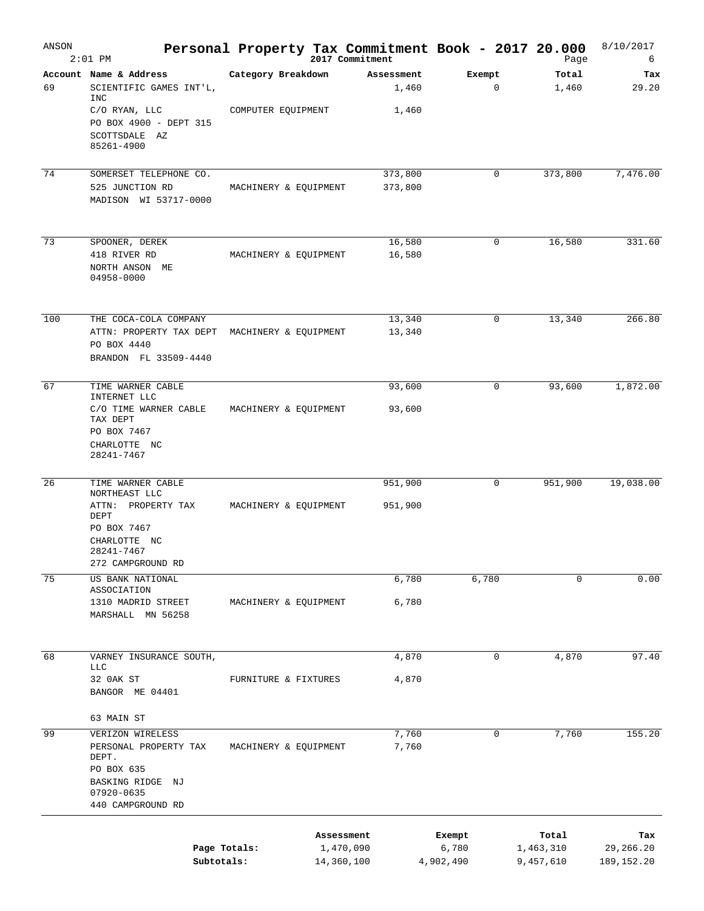# Personal Property Tax Commitment Book - 2017 20.000

ANSON 2:01 PM — 2017 Commitment — 8/10/2017

| Account | Name & Address | Category Breakdown | Assessment | Exempt | Total | Tax |
|---|---|---|---|---|---|---|
| 69 | SCIENTIFIC GAMES INT'L, INC | | 1,460 | 0 | 1,460 | 29.20 |
| | C/O RYAN, LLC | COMPUTER EQUIPMENT | 1,460 | | | |
| | PO BOX 4900 - DEPT 315 | | | | | |
| | SCOTTSDALE AZ 85261-4900 | | | | | |
| 74 | SOMERSET TELEPHONE CO. | | 373,800 | 0 | 373,800 | 7,476.00 |
| | 525 JUNCTION RD | MACHINERY & EQUIPMENT | 373,800 | | | |
| | MADISON WI 53717-0000 | | | | | |
| 73 | SPOONER, DEREK | | 16,580 | 0 | 16,580 | 331.60 |
| | 418 RIVER RD | MACHINERY & EQUIPMENT | 16,580 | | | |
| | NORTH ANSON ME 04958-0000 | | | | | |
| 100 | THE COCA-COLA COMPANY | | 13,340 | 0 | 13,340 | 266.80 |
| | ATTN: PROPERTY TAX DEPT | MACHINERY & EQUIPMENT | 13,340 | | | |
| | PO BOX 4440 | | | | | |
| | BRANDON FL 33509-4440 | | | | | |
| 67 | TIME WARNER CABLE INTERNET LLC | | 93,600 | 0 | 93,600 | 1,872.00 |
| | C/O TIME WARNER CABLE TAX DEPT | MACHINERY & EQUIPMENT | 93,600 | | | |
| | PO BOX 7467 | | | | | |
| | CHARLOTTE NC 28241-7467 | | | | | |
| 26 | TIME WARNER CABLE NORTHEAST LLC | | 951,900 | 0 | 951,900 | 19,038.00 |
| | ATTN: PROPERTY TAX DEPT | MACHINERY & EQUIPMENT | 951,900 | | | |
| | PO BOX 7467 | | | | | |
| | CHARLOTTE NC 28241-7467 | | | | | |
| | 272 CAMPGROUND RD | | | | | |
| 75 | US BANK NATIONAL ASSOCIATION | | 6,780 | 6,780 | 0 | 0.00 |
| | 1310 MADRID STREET | MACHINERY & EQUIPMENT | 6,780 | | | |
| | MARSHALL MN 56258 | | | | | |
| 68 | VARNEY INSURANCE SOUTH, LLC | | 4,870 | 0 | 4,870 | 97.40 |
| | 32 0AK ST | FURNITURE & FIXTURES | 4,870 | | | |
| | BANGOR ME 04401 | | | | | |
| | 63 MAIN ST | | | | | |
| 99 | VERIZON WIRELESS | | 7,760 | 0 | 7,760 | 155.20 |
| | PERSONAL PROPERTY TAX DEPT. | MACHINERY & EQUIPMENT | 7,760 | | | |
| | PO BOX 635 | | | | | |
| | BASKING RIDGE NJ 07920-0635 | | | | | |
| | 440 CAMPGROUND RD | | | | | |

| | Assessment | Exempt | Total | Tax |
|---|---|---|---|---|
| Page Totals: | 1,470,090 | 6,780 | 1,463,310 | 29,266.20 |
| Subtotals: | 14,360,100 | 4,902,490 | 9,457,610 | 189,152.20 |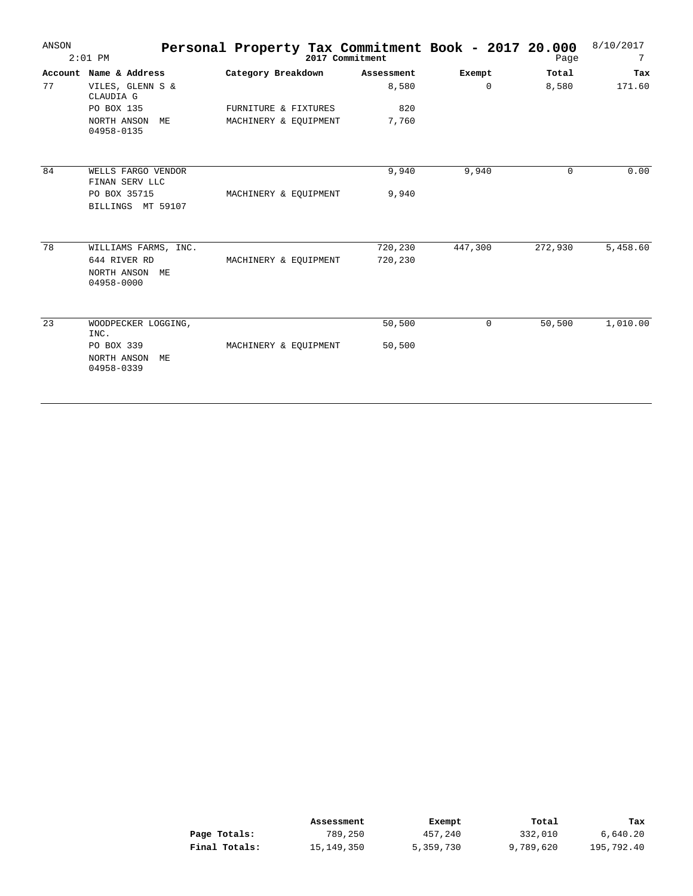ANSON
2:01 PM

# Personal Property Tax Commitment Book - 2017 20.000

2017 Commitment

8/10/2017

| Account | Name & Address | Category Breakdown | Assessment | Exempt | Total | Tax |
|---|---|---|---|---|---|---|
| 77 | VILES, GLENN S & CLAUDIA G | | 8,580 | 0 | 8,580 | 171.60 |
| | PO BOX 135 | FURNITURE & FIXTURES | 820 | | | |
| | NORTH ANSON ME 04958-0135 | MACHINERY & EQUIPMENT | 7,760 | | | |
| 84 | WELLS FARGO VENDOR FINAN SERV LLC | | 9,940 | 9,940 | 0 | 0.00 |
| | PO BOX 35715 | MACHINERY & EQUIPMENT | 9,940 | | | |
| | BILLINGS MT 59107 | | | | | |
| 78 | WILLIAMS FARMS, INC. | | 720,230 | 447,300 | 272,930 | 5,458.60 |
| | 644 RIVER RD | MACHINERY & EQUIPMENT | 720,230 | | | |
| | NORTH ANSON ME 04958-0000 | | | | | |
| 23 | WOODPECKER LOGGING, INC. | | 50,500 | 0 | 50,500 | 1,010.00 |
| | PO BOX 339 | MACHINERY & EQUIPMENT | 50,500 | | | |
| | NORTH ANSON ME 04958-0339 | | | | | |

| | Assessment | Exempt | Total | Tax |
|---|---|---|---|---|
| **Page Totals:** | 789,250 | 457,240 | 332,010 | 6,640.20 |
| **Final Totals:** | 15,149,350 | 5,359,730 | 9,789,620 | 195,792.40 |